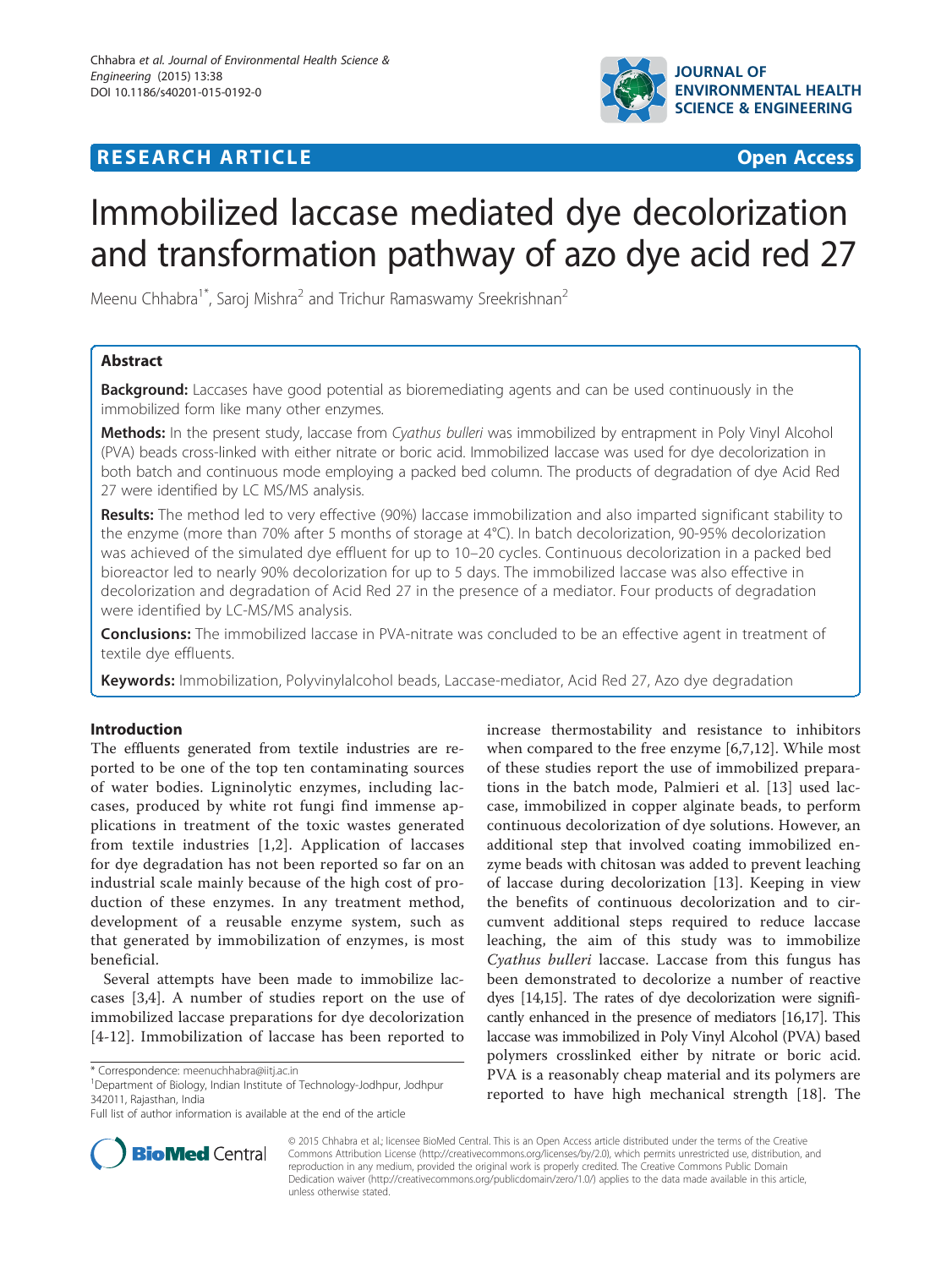# Immobilized laccase mediated dye decolorization and transformation pathway of azo dye acid red 27

Meenu Chhabra[1*], Saroj Mishra[2] and Trichur Ramaswamy Sreekrishnan[2]

## Abstract

**Background:** Laccases have good potential as bioremediating agents and can be used continuously in the immobilized form like many other enzymes.

**Methods:** In the present study, laccase from *Cyathus bulleri* was immobilized by entrapment in Poly Vinyl Alcohol (PVA) beads cross-linked with either nitrate or boric acid. Immobilized laccase was used for dye decolorization in both batch and continuous mode employing a packed bed column. The products of degradation of dye Acid Red 27 were identified by LC MS/MS analysis.

**Results:** The method led to very effective (90%) laccase immobilization and also imparted significant stability to the enzyme (more than 70% after 5 months of storage at 4°C). In batch decolorization, 90-95% decolorization was achieved of the simulated dye effluent for up to 10–20 cycles. Continuous decolorization in a packed bed bioreactor led to nearly 90% decolorization for up to 5 days. The immobilized laccase was also effective in decolorization and degradation of Acid Red 27 in the presence of a mediator. Four products of degradation were identified by LC-MS/MS analysis.

**Conclusions:** The immobilized laccase in PVA-nitrate was concluded to be an effective agent in treatment of textile dye effluents.

**Keywords:** Immobilization, Polyvinylalcohol beads, Laccase-mediator, Acid Red 27, Azo dye degradation

## Introduction

The effluents generated from textile industries are reported to be one of the top ten contaminating sources of water bodies. Ligninolytic enzymes, including laccases, produced by white rot fungi find immense applications in treatment of the toxic wastes generated from textile industries [1,2]. Application of laccases for dye degradation has not been reported so far on an industrial scale mainly because of the high cost of production of these enzymes. In any treatment method, development of a reusable enzyme system, such as that generated by immobilization of enzymes, is most beneficial.

Several attempts have been made to immobilize laccases [3,4]. A number of studies report on the use of immobilized laccase preparations for dye decolorization [4-12]. Immobilization of laccase has been reported to increase thermostability and resistance to inhibitors when compared to the free enzyme [6,7,12]. While most of these studies report the use of immobilized preparations in the batch mode, Palmieri et al. [13] used laccase, immobilized in copper alginate beads, to perform continuous decolorization of dye solutions. However, an additional step that involved coating immobilized enzyme beads with chitosan was added to prevent leaching of laccase during decolorization [13]. Keeping in view the benefits of continuous decolorization and to circumvent additional steps required to reduce laccase leaching, the aim of this study was to immobilize *Cyathus bulleri* laccase. Laccase from this fungus has been demonstrated to decolorize a number of reactive dyes [14,15]. The rates of dye decolorization were significantly enhanced in the presence of mediators [16,17]. This laccase was immobilized in Poly Vinyl Alcohol (PVA) based polymers crosslinked either by nitrate or boric acid. PVA is a reasonably cheap material and its polymers are reported to have high mechanical strength [18]. The

\* Correspondence: meenuchhabra@iitj.ac.in
[1]Department of Biology, Indian Institute of Technology-Jodhpur, Jodhpur 342011, Rajasthan, India
Full list of author information is available at the end of the article

© 2015 Chhabra et al.; licensee BioMed Central. This is an Open Access article distributed under the terms of the Creative Commons Attribution License (http://creativecommons.org/licenses/by/2.0), which permits unrestricted use, distribution, and reproduction in any medium, provided the original work is properly credited. The Creative Commons Public Domain Dedication waiver (http://creativecommons.org/publicdomain/zero/1.0/) applies to the data made available in this article, unless otherwise stated.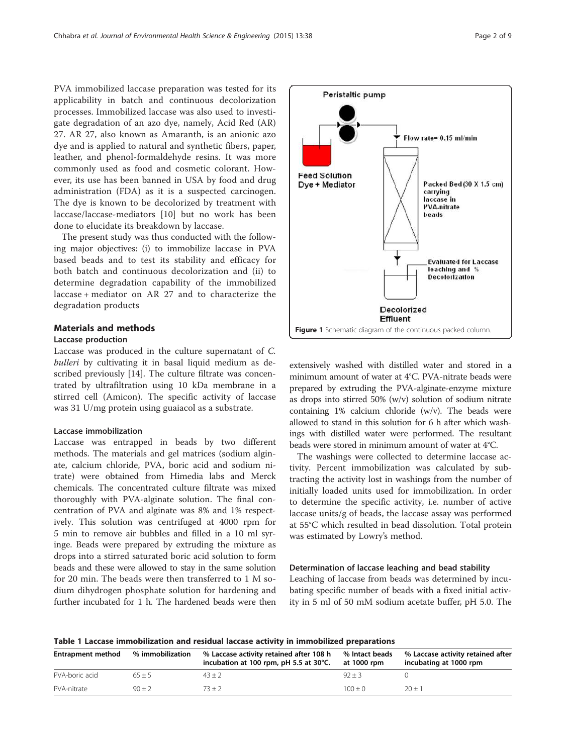PVA immobilized laccase preparation was tested for its applicability in batch and continuous decolorization processes. Immobilized laccase was also used to investigate degradation of an azo dye, namely, Acid Red (AR) 27. AR 27, also known as Amaranth, is an anionic azo dye and is applied to natural and synthetic fibers, paper, leather, and phenol-formaldehyde resins. It was more commonly used as food and cosmetic colorant. However, its use has been banned in USA by food and drug administration (FDA) as it is a suspected carcinogen. The dye is known to be decolorized by treatment with laccase/laccase-mediators [10] but no work has been done to elucidate its breakdown by laccase.

The present study was thus conducted with the following major objectives: (i) to immobilize laccase in PVA based beads and to test its stability and efficacy for both batch and continuous decolorization and (ii) to determine degradation capability of the immobilized laccase + mediator on AR 27 and to characterize the degradation products

## Materials and methods

### Laccase production

Laccase was produced in the culture supernatant of *C. bulleri* by cultivating it in basal liquid medium as described previously [14]. The culture filtrate was concentrated by ultrafiltration using 10 kDa membrane in a stirred cell (Amicon). The specific activity of laccase was 31 U/mg protein using guaiacol as a substrate.

### Laccase immobilization

Laccase was entrapped in beads by two different methods. The materials and gel matrices (sodium alginate, calcium chloride, PVA, boric acid and sodium nitrate) were obtained from Himedia labs and Merck chemicals. The concentrated culture filtrate was mixed thoroughly with PVA-alginate solution. The final concentration of PVA and alginate was 8% and 1% respectively. This solution was centrifuged at 4000 rpm for 5 min to remove air bubbles and filled in a 10 ml syringe. Beads were prepared by extruding the mixture as drops into a stirred saturated boric acid solution to form beads and these were allowed to stay in the same solution for 20 min. The beads were then transferred to 1 M sodium dihydrogen phosphate solution for hardening and further incubated for 1 h. The hardened beads were then extensively washed with distilled water and stored in a minimum amount of water at 4°C. PVA-nitrate beads were prepared by extruding the PVA-alginate-enzyme mixture as drops into stirred 50% (w/v) solution of sodium nitrate containing 1% calcium chloride (w/v). The beads were allowed to stand in this solution for 6 h after which washings with distilled water were performed. The resultant beads were stored in minimum amount of water at 4°C.

The washings were collected to determine laccase activity. Percent immobilization was calculated by subtracting the activity lost in washings from the number of initially loaded units used for immobilization. In order to determine the specific activity, i.e. number of active laccase units/g of beads, the laccase assay was performed at 55°C which resulted in bead dissolution. Total protein was estimated by Lowry's method.

**Figure 1** Schematic diagram of the continuous packed column.

### Determination of laccase leaching and bead stability

Leaching of laccase from beads was determined by incubating specific number of beads with a fixed initial activity in 5 ml of 50 mM sodium acetate buffer, pH 5.0. The

**Table 1 Laccase immobilization and residual laccase activity in immobilized preparations**

| Entrapment method | % immobilization | % Laccase activity retained after 108 h incubation at 100 rpm, pH 5.5 at 30°C. | % Intact beads at 1000 rpm | % Laccase activity retained after incubating at 1000 rpm |
|---|---|---|---|---|
| PVA-boric acid | 65 ± 5 | 43 ± 2 | 92 ± 3 | 0 |
| PVA-nitrate | 90 ± 2 | 73 ± 2 | 100 ± 0 | 20 ± 1 |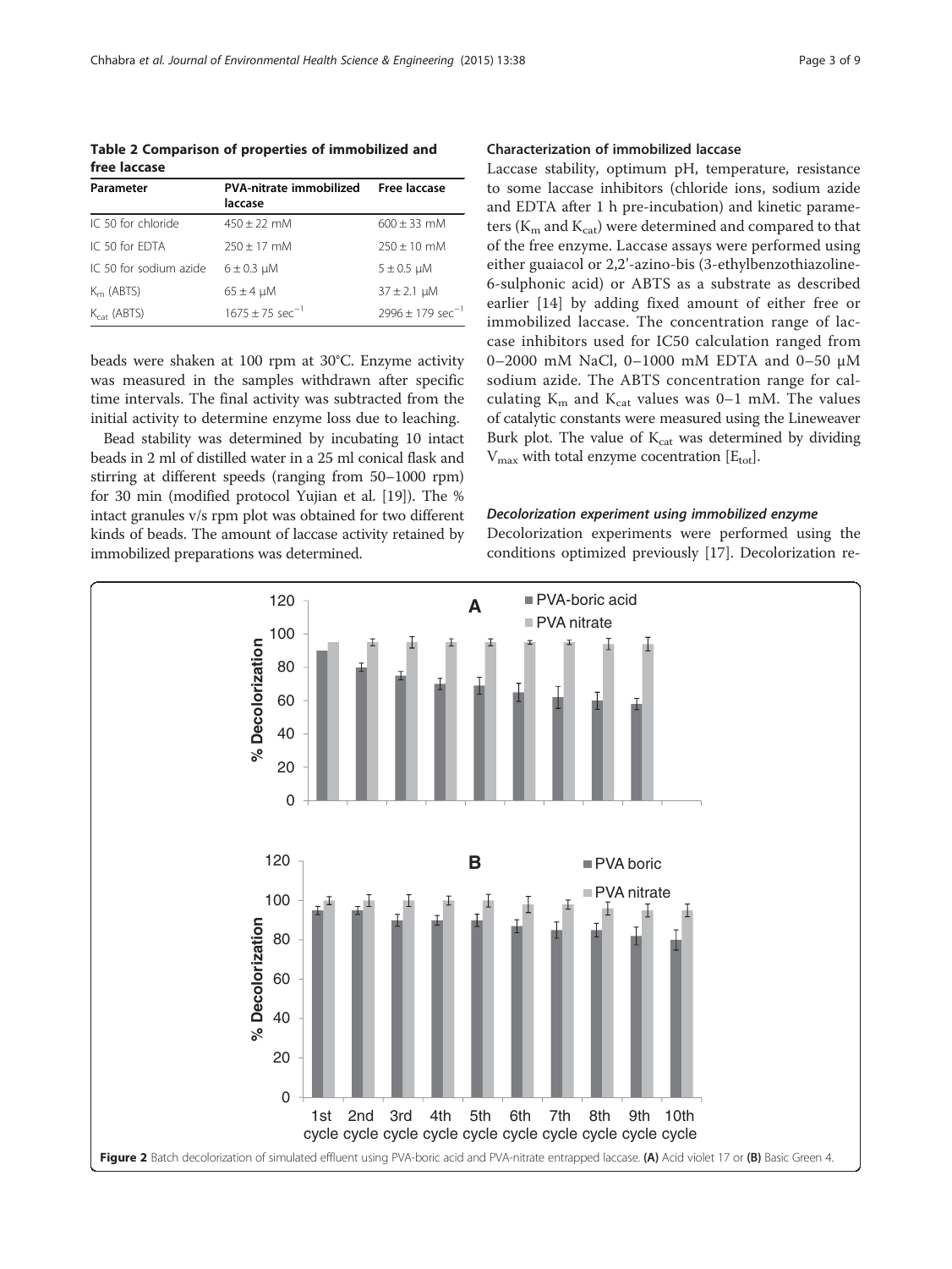**Table 2 Comparison of properties of immobilized and free laccase**

| Parameter | PVA-nitrate immobilized laccase | Free laccase |
|---|---|---|
| IC 50 for chloride | 450 ± 22 mM | 600 ± 33 mM |
| IC 50 for EDTA | 250 ± 17 mM | 250 ± 10 mM |
| IC 50 for sodium azide | 6 ± 0.3 μM | 5 ± 0.5 μM |
| $K_m$ (ABTS) | 65 ± 4 μM | 37 ± 2.1 μM |
| $K_{cat}$ (ABTS) | 1675 ± 75 $sec^{-1}$ | 2996 ± 179 $sec^{-1}$ |

beads were shaken at 100 rpm at 30°C. Enzyme activity was measured in the samples withdrawn after specific time intervals. The final activity was subtracted from the initial activity to determine enzyme loss due to leaching.

Bead stability was determined by incubating 10 intact beads in 2 ml of distilled water in a 25 ml conical flask and stirring at different speeds (ranging from 50–1000 rpm) for 30 min (modified protocol Yujian et al. [19]). The % intact granules v/s rpm plot was obtained for two different kinds of beads. The amount of laccase activity retained by immobilized preparations was determined.

### Characterization of immobilized laccase

Laccase stability, optimum pH, temperature, resistance to some laccase inhibitors (chloride ions, sodium azide and EDTA after 1 h pre-incubation) and kinetic parameters ($K_m$ and $K_{cat}$) were determined and compared to that of the free enzyme. Laccase assays were performed using either guaiacol or 2,2'-azino-bis (3-ethylbenzothiazoline-6-sulphonic acid) or ABTS as a substrate as described earlier [14] by adding fixed amount of either free or immobilized laccase. The concentration range of laccase inhibitors used for IC50 calculation ranged from 0–2000 mM NaCl, 0–1000 mM EDTA and 0–50 μM sodium azide. The ABTS concentration range for calculating $K_m$ and $K_{cat}$ values was 0–1 mM. The values of catalytic constants were measured using the Lineweaver Burk plot. The value of $K_{cat}$ was determined by dividing $V_{max}$ with total enzyme cocentration [$E_{tot}$].

### *Decolorization experiment using immobilized enzyme*

Decolorization experiments were performed using the conditions optimized previously [17]. Decolorization re-

**Figure 2** Batch decolorization of simulated effluent using PVA-boric acid and PVA-nitrate entrapped laccase. **(A)** Acid violet 17 or **(B)** Basic Green 4.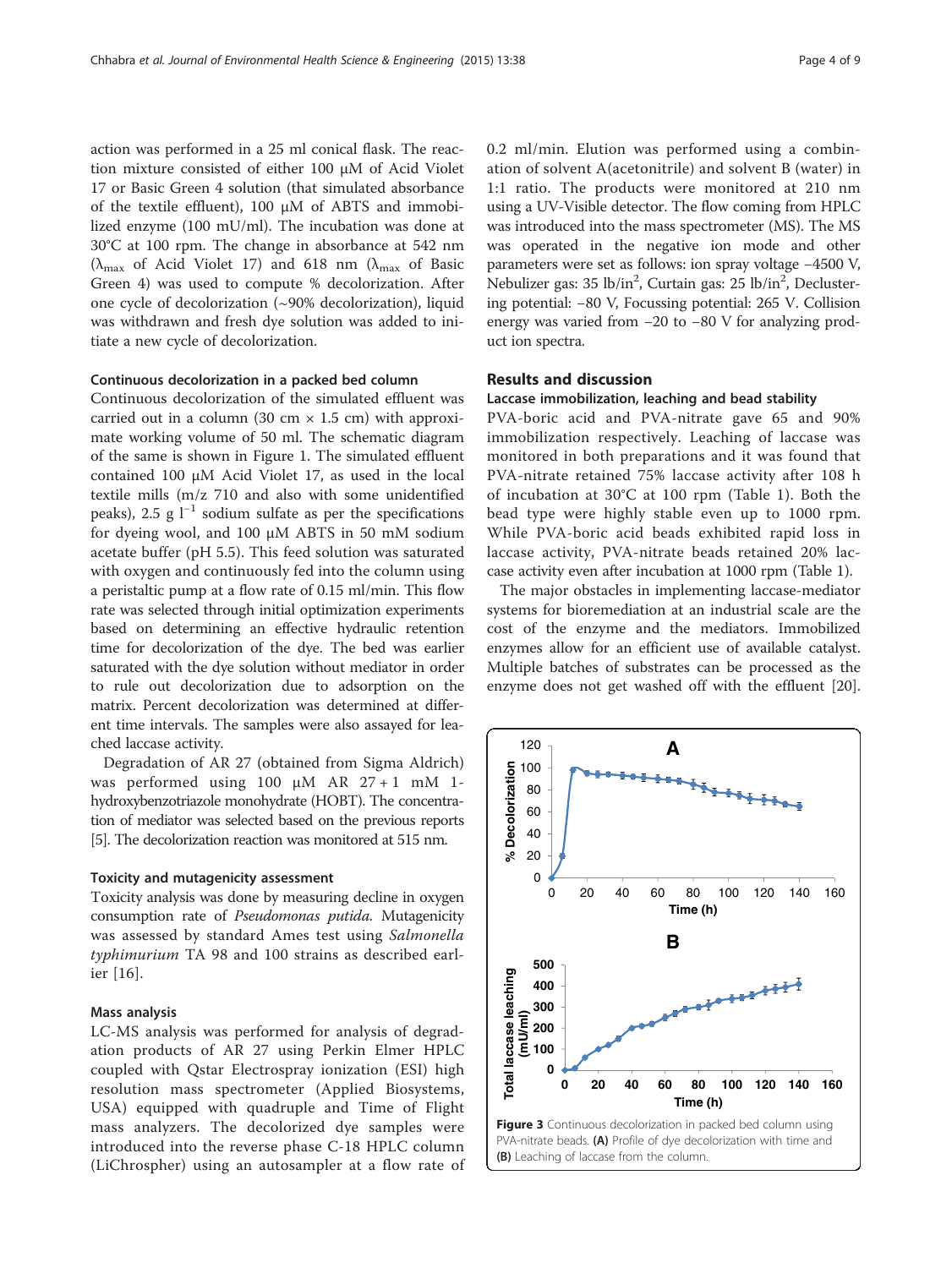action was performed in a 25 ml conical flask. The reaction mixture consisted of either 100 μM of Acid Violet 17 or Basic Green 4 solution (that simulated absorbance of the textile effluent), 100 μM of ABTS and immobilized enzyme (100 mU/ml). The incubation was done at 30°C at 100 rpm. The change in absorbance at 542 nm ($\lambda_{max}$ of Acid Violet 17) and 618 nm ($\lambda_{max}$ of Basic Green 4) was used to compute % decolorization. After one cycle of decolorization (~90% decolorization), liquid was withdrawn and fresh dye solution was added to initiate a new cycle of decolorization.

#### Continuous decolorization in a packed bed column

Continuous decolorization of the simulated effluent was carried out in a column (30 cm × 1.5 cm) with approximate working volume of 50 ml. The schematic diagram of the same is shown in Figure 1. The simulated effluent contained 100 μM Acid Violet 17, as used in the local textile mills (m/z 710 and also with some unidentified peaks), 2.5 g $l^{-1}$ sodium sulfate as per the specifications for dyeing wool, and 100 μM ABTS in 50 mM sodium acetate buffer (pH 5.5). This feed solution was saturated with oxygen and continuously fed into the column using a peristaltic pump at a flow rate of 0.15 ml/min. This flow rate was selected through initial optimization experiments based on determining an effective hydraulic retention time for decolorization of the dye. The bed was earlier saturated with the dye solution without mediator in order to rule out decolorization due to adsorption on the matrix. Percent decolorization was determined at different time intervals. The samples were also assayed for leached laccase activity.

Degradation of AR 27 (obtained from Sigma Aldrich) was performed using 100 μM AR 27 + 1 mM 1-hydroxybenzotriazole monohydrate (HOBT). The concentration of mediator was selected based on the previous reports [5]. The decolorization reaction was monitored at 515 nm.

#### Toxicity and mutagenicity assessment

Toxicity analysis was done by measuring decline in oxygen consumption rate of *Pseudomonas putida*. Mutagenicity was assessed by standard Ames test using *Salmonella typhimurium* TA 98 and 100 strains as described earlier [16].

#### Mass analysis

LC-MS analysis was performed for analysis of degradation products of AR 27 using Perkin Elmer HPLC coupled with Qstar Electrospray ionization (ESI) high resolution mass spectrometer (Applied Biosystems, USA) equipped with quadruple and Time of Flight mass analyzers. The decolorized dye samples were introduced into the reverse phase C-18 HPLC column (LiChrospher) using an autosampler at a flow rate of 0.2 ml/min. Elution was performed using a combination of solvent A(acetonitrile) and solvent B (water) in 1:1 ratio. The products were monitored at 210 nm using a UV-Visible detector. The flow coming from HPLC was introduced into the mass spectrometer (MS). The MS was operated in the negative ion mode and other parameters were set as follows: ion spray voltage −4500 V, Nebulizer gas: 35 lb/in$^2$, Curtain gas: 25 lb/in$^2$, Declustering potential: −80 V, Focussing potential: 265 V. Collision energy was varied from −20 to −80 V for analyzing product ion spectra.

## Results and discussion

### Laccase immobilization, leaching and bead stability

PVA-boric acid and PVA-nitrate gave 65 and 90% immobilization respectively. Leaching of laccase was monitored in both preparations and it was found that PVA-nitrate retained 75% laccase activity after 108 h of incubation at 30°C at 100 rpm (Table 1). Both the bead type were highly stable even up to 1000 rpm. While PVA-boric acid beads exhibited rapid loss in laccase activity, PVA-nitrate beads retained 20% laccase activity even after incubation at 1000 rpm (Table 1).

The major obstacles in implementing laccase-mediator systems for bioremediation at an industrial scale are the cost of the enzyme and the mediators. Immobilized enzymes allow for an efficient use of available catalyst. Multiple batches of substrates can be processed as the enzyme does not get washed off with the effluent [20].

**Figure 3** Continuous decolorization in packed bed column using PVA-nitrate beads. **(A)** Profile of dye decolorization with time and **(B)** Leaching of laccase from the column.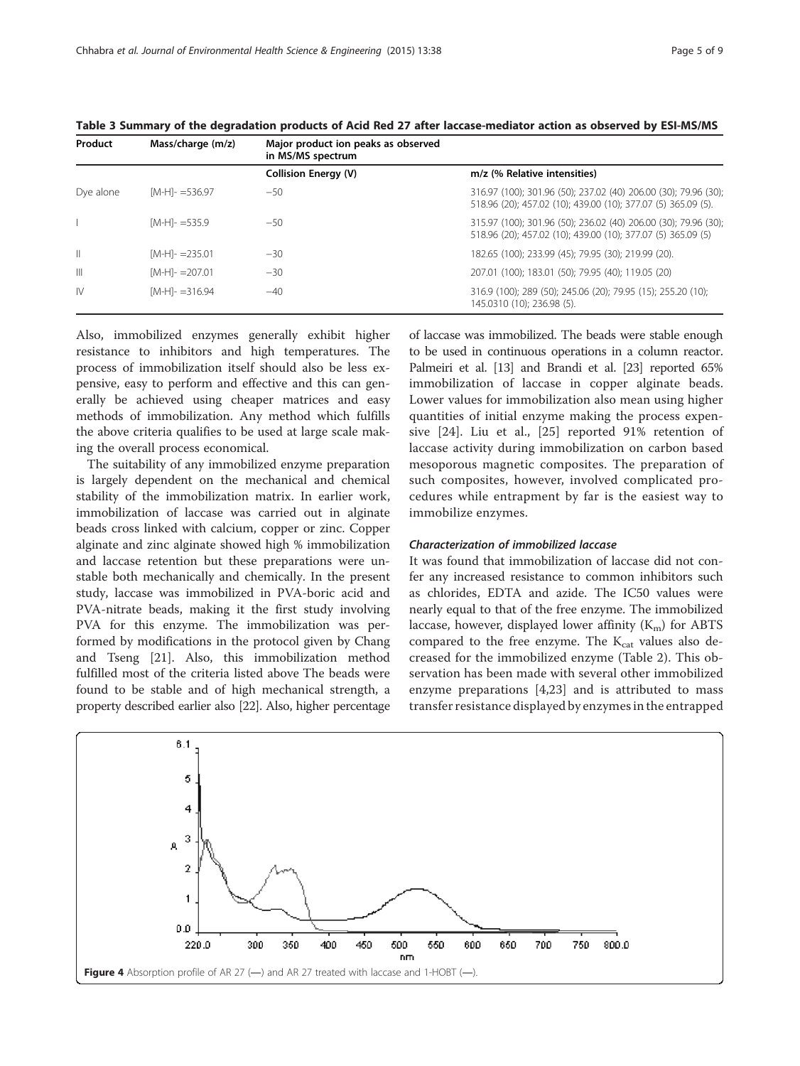**Table 3 Summary of the degradation products of Acid Red 27 after laccase-mediator action as observed by ESI-MS/MS**

| Product | Mass/charge (m/z) | Major product ion peaks as observed in MS/MS spectrum | |
|---|---|---|---|
| | | **Collision Energy (V)** | **m/z (% Relative intensities)** |
| Dye alone | [M-H]- =536.97 | −50 | 316.97 (100); 301.96 (50); 237.02 (40) 206.00 (30); 79.96 (30); 518.96 (20); 457.02 (10); 439.00 (10); 377.07 (5) 365.09 (5). |
| I | [M-H]- =535.9 | −50 | 315.97 (100); 301.96 (50); 236.02 (40) 206.00 (30); 79.96 (30); 518.96 (20); 457.02 (10); 439.00 (10); 377.07 (5) 365.09 (5) |
| II | [M-H]- =235.01 | −30 | 182.65 (100); 233.99 (45); 79.95 (30); 219.99 (20). |
| III | [M-H]- =207.01 | −30 | 207.01 (100); 183.01 (50); 79.95 (40); 119.05 (20) |
| IV | [M-H]- =316.94 | −40 | 316.9 (100); 289 (50); 245.06 (20); 79.95 (15); 255.20 (10); 145.0310 (10); 236.98 (5). |

Also, immobilized enzymes generally exhibit higher resistance to inhibitors and high temperatures. The process of immobilization itself should also be less expensive, easy to perform and effective and this can generally be achieved using cheaper matrices and easy methods of immobilization. Any method which fulfills the above criteria qualifies to be used at large scale making the overall process economical.

The suitability of any immobilized enzyme preparation is largely dependent on the mechanical and chemical stability of the immobilization matrix. In earlier work, immobilization of laccase was carried out in alginate beads cross linked with calcium, copper or zinc. Copper alginate and zinc alginate showed high % immobilization and laccase retention but these preparations were unstable both mechanically and chemically. In the present study, laccase was immobilized in PVA-boric acid and PVA-nitrate beads, making it the first study involving PVA for this enzyme. The immobilization was performed by modifications in the protocol given by Chang and Tseng [21]. Also, this immobilization method fulfilled most of the criteria listed above The beads were found to be stable and of high mechanical strength, a property described earlier also [22]. Also, higher percentage of laccase was immobilized. The beads were stable enough to be used in continuous operations in a column reactor. Palmeiri et al. [13] and Brandi et al. [23] reported 65% immobilization of laccase in copper alginate beads. Lower values for immobilization also mean using higher quantities of initial enzyme making the process expensive [24]. Liu et al., [25] reported 91% retention of laccase activity during immobilization on carbon based mesoporous magnetic composites. The preparation of such composites, however, involved complicated procedures while entrapment by far is the easiest way to immobilize enzymes.

#### *Characterization of immobilized laccase*

It was found that immobilization of laccase did not confer any increased resistance to common inhibitors such as chlorides, EDTA and azide. The IC50 values were nearly equal to that of the free enzyme. The immobilized laccase, however, displayed lower affinity ($K_m$) for ABTS compared to the free enzyme. The $K_{cat}$ values also decreased for the immobilized enzyme (Table 2). This observation has been made with several other immobilized enzyme preparations [4,23] and is attributed to mass transfer resistance displayed by enzymes in the entrapped

**Figure 4** Absorption profile of AR 27 (—) and AR 27 treated with laccase and 1-HOBT (—).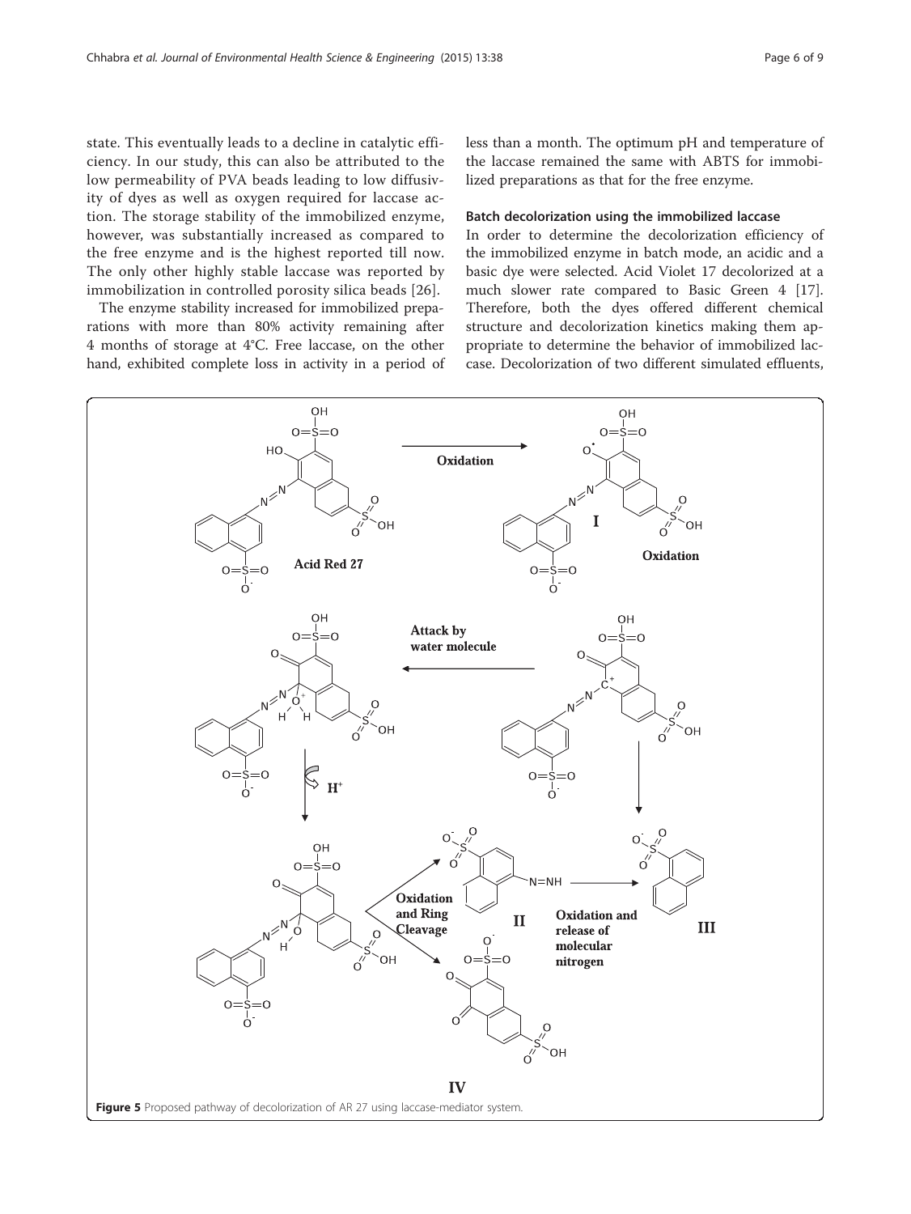state. This eventually leads to a decline in catalytic efficiency. In our study, this can also be attributed to the low permeability of PVA beads leading to low diffusivity of dyes as well as oxygen required for laccase action. The storage stability of the immobilized enzyme, however, was substantially increased as compared to the free enzyme and is the highest reported till now. The only other highly stable laccase was reported by immobilization in controlled porosity silica beads [26].

The enzyme stability increased for immobilized preparations with more than 80% activity remaining after 4 months of storage at 4°C. Free laccase, on the other hand, exhibited complete loss in activity in a period of less than a month. The optimum pH and temperature of the laccase remained the same with ABTS for immobilized preparations as that for the free enzyme.

### Batch decolorization using the immobilized laccase

In order to determine the decolorization efficiency of the immobilized enzyme in batch mode, an acidic and a basic dye were selected. Acid Violet 17 decolorized at a much slower rate compared to Basic Green 4 [17]. Therefore, both the dyes offered different chemical structure and decolorization kinetics making them appropriate to determine the behavior of immobilized laccase. Decolorization of two different simulated effluents,

**Figure 5** Proposed pathway of decolorization of AR 27 using laccase-mediator system.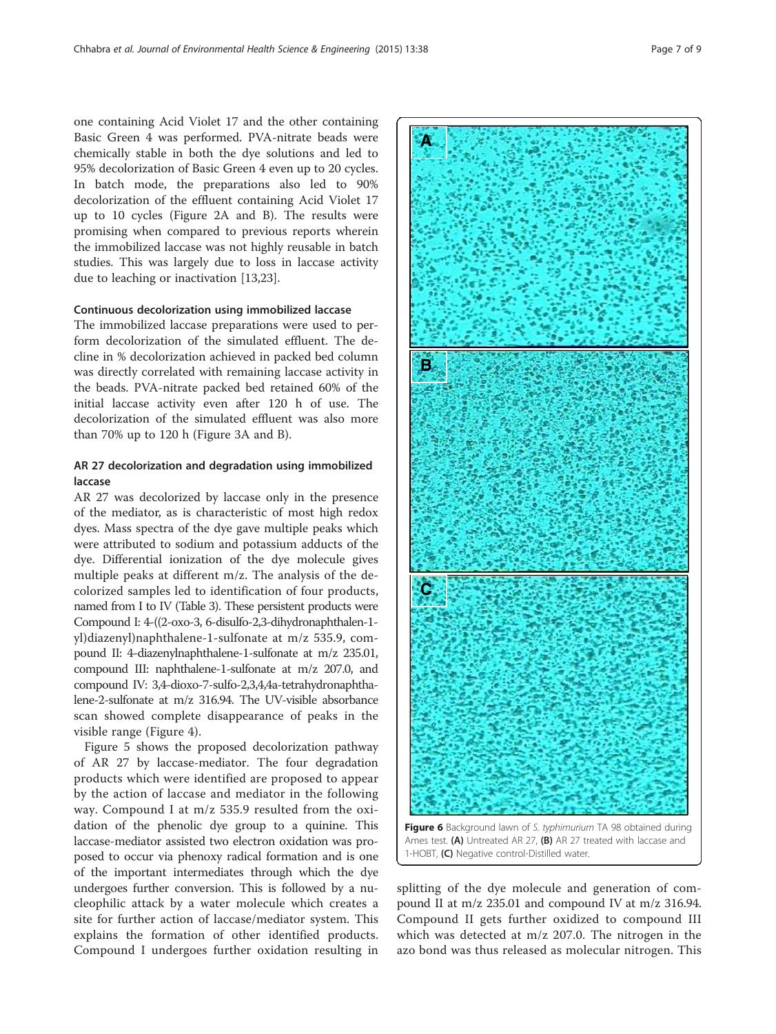one containing Acid Violet 17 and the other containing Basic Green 4 was performed. PVA-nitrate beads were chemically stable in both the dye solutions and led to 95% decolorization of Basic Green 4 even up to 20 cycles. In batch mode, the preparations also led to 90% decolorization of the effluent containing Acid Violet 17 up to 10 cycles (Figure 2A and B). The results were promising when compared to previous reports wherein the immobilized laccase was not highly reusable in batch studies. This was largely due to loss in laccase activity due to leaching or inactivation [13,23].

#### Continuous decolorization using immobilized laccase

The immobilized laccase preparations were used to perform decolorization of the simulated effluent. The decline in % decolorization achieved in packed bed column was directly correlated with remaining laccase activity in the beads. PVA-nitrate packed bed retained 60% of the initial laccase activity even after 120 h of use. The decolorization of the simulated effluent was also more than 70% up to 120 h (Figure 3A and B).

### AR 27 decolorization and degradation using immobilized laccase

AR 27 was decolorized by laccase only in the presence of the mediator, as is characteristic of most high redox dyes. Mass spectra of the dye gave multiple peaks which were attributed to sodium and potassium adducts of the dye. Differential ionization of the dye molecule gives multiple peaks at different m/z. The analysis of the decolorized samples led to identification of four products, named from I to IV (Table 3). These persistent products were Compound I: 4-((2-oxo-3, 6-disulfo-2,3-dihydronaphthalen-1-yl)diazenyl)naphthalene-1-sulfonate at m/z 535.9, compound II: 4-diazenylnaphthalene-1-sulfonate at m/z 235.01, compound III: naphthalene-1-sulfonate at m/z 207.0, and compound IV: 3,4-dioxo-7-sulfo-2,3,4,4a-tetrahydronaphthalene-2-sulfonate at m/z 316.94. The UV-visible absorbance scan showed complete disappearance of peaks in the visible range (Figure 4).

Figure 5 shows the proposed decolorization pathway of AR 27 by laccase-mediator. The four degradation products which were identified are proposed to appear by the action of laccase and mediator in the following way. Compound I at m/z 535.9 resulted from the oxidation of the phenolic dye group to a quinine. This laccase-mediator assisted two electron oxidation was proposed to occur via phenoxy radical formation and is one of the important intermediates through which the dye undergoes further conversion. This is followed by a nucleophilic attack by a water molecule which creates a site for further action of laccase/mediator system. This explains the formation of other identified products. Compound I undergoes further oxidation resulting in splitting of the dye molecule and generation of compound II at m/z 235.01 and compound IV at m/z 316.94. Compound II gets further oxidized to compound III which was detected at m/z 207.0. The nitrogen in the azo bond was thus released as molecular nitrogen. This

**Figure 6** Background lawn of *S. typhimurium* TA 98 obtained during Ames test. **(A)** Untreated AR 27, **(B)** AR 27 treated with laccase and 1-HOBT, **(C)** Negative control-Distilled water.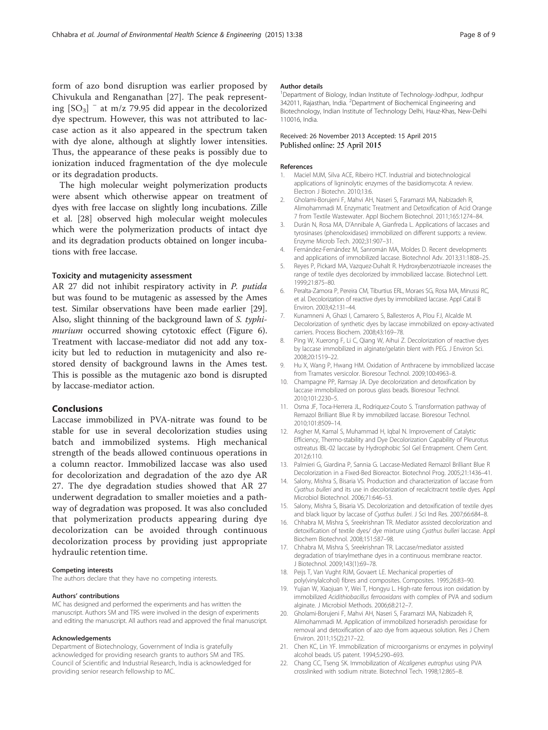form of azo bond disruption was earlier proposed by Chivukula and Renganathan [27]. The peak representing $[SO_3]^-$ at m/z 79.95 did appear in the decolorized dye spectrum. However, this was not attributed to laccase action as it also appeared in the spectrum taken with dye alone, although at slightly lower intensities. Thus, the appearance of these peaks is possibly due to ionization induced fragmentation of the dye molecule or its degradation products.

The high molecular weight polymerization products were absent which otherwise appear on treatment of dyes with free laccase on slightly long incubations. Zille et al. [28] observed high molecular weight molecules which were the polymerization products of intact dye and its degradation products obtained on longer incubations with free laccase.

### Toxicity and mutagenicity assessment

AR 27 did not inhibit respiratory activity in *P. putida* but was found to be mutagenic as assessed by the Ames test. Similar observations have been made earlier [29]. Also, slight thinning of the background lawn of *S. typhimurium* occurred showing cytotoxic effect (Figure 6). Treatment with laccase-mediator did not add any toxicity but led to reduction in mutagenicity and also restored density of background lawns in the Ames test. This is possible as the mutagenic azo bond is disrupted by laccase-mediator action.

## Conclusions

Laccase immobilized in PVA-nitrate was found to be stable for use in several decolorization studies using batch and immobilized systems. High mechanical strength of the beads allowed continuous operations in a column reactor. Immobilized laccase was also used for decolorization and degradation of the azo dye AR 27. The dye degradation studies showed that AR 27 underwent degradation to smaller moieties and a pathway of degradation was proposed. It was also concluded that polymerization products appearing during dye decolorization can be avoided through continuous decolorization process by providing just appropriate hydraulic retention time.

#### Competing interests

The authors declare that they have no competing interests.

#### Authors' contributions

MC has designed and performed the experiments and has written the manuscript. Authors SM and TRS were involved in the design of experiments and editing the manuscript. All authors read and approved the final manuscript.

#### Acknowledgements

Department of Biotechnology, Government of India is gratefully acknowledged for providing research grants to authors SM and TRS. Council of Scientific and Industrial Research, India is acknowledged for providing senior research fellowship to MC.

#### Author details

[1]Department of Biology, Indian Institute of Technology-Jodhpur, Jodhpur 342011, Rajasthan, India. [2]Department of Biochemical Engineering and Biotechnology, Indian Institute of Technology Delhi, Hauz-Khas, New-Delhi 110016, India.

Received: 26 November 2013 Accepted: 15 April 2015
Published online: 25 April 2015

#### References

1. Maciel MJM, Silva ACE, Ribeiro HCT. Industrial and biotechnological applications of ligninolytic enzymes of the basidiomycota: A review. Electron J Biotechn. 2010;13:6.
2. Gholami-Borujeni F, Mahvi AH, Naseri S, Faramarzi MA, Nabizadeh R, Alimohammadi M. Enzymatic Treatment and Detoxification of Acid Orange 7 from Textile Wastewater. Appl Biochem Biotechnol. 2011;165:1274–84.
3. Durán N, Rosa MA, D'Annibale A, Gianfreda L. Applications of laccases and tyrosinases (phenoloxidases) immobilized on different supports: a review. Enzyme Microb Tech. 2002;31:907–31.
4. Fernández-Fernández M, Sanromán MA, Moldes D. Recent developments and applications of immobilized laccase. Biotechnol Adv. 2013;31:1808–25.
5. Reyes P, Pickard MA, Vazquez-Duhalt R. Hydroxybenzotriazole increases the range of textile dyes decolorized by immobilized laccase. Biotechnol Lett. 1999;21:875–80.
6. Peralta-Zamora P, Pereira CM, Tiburtius ERL, Moraes SG, Rosa MA, Minussi RC, et al. Decolorization of reactive dyes by immobilized laccase. Appl Catal B Environ. 2003;42:131–44.
7. Kunamneni A, Ghazi I, Camarero S, Ballesteros A, Plou FJ, Alcalde M. Decolorization of synthetic dyes by laccase immobilized on epoxy-activated carriers. Process Biochem. 2008;43:169–78.
8. Ping W, Xuerong F, Li C, Qiang W, Aihui Z. Decolorization of reactive dyes by laccase immobilized in alginate/gelatin blent with PEG. J Environ Sci. 2008;20:1519–22.
9. Hu X, Wang P, Hwang HM. Oxidation of Anthracene by immobilized laccase from Trametes versicolor. Bioresour Technol. 2009;100:4963–8.
10. Champagne PP, Ramsay JA. Dye decolorization and detoxification by laccase immobilized on porous glass beads. Bioresour Technol. 2010;101:2230–5.
11. Osma JF, Toca-Herrera JL, Rodriquez-Couto S. Transformation pathway of Remazol Brilliant Blue R by immobilized laccase. Bioresour Technol. 2010;101:8509–14.
12. Asgher M, Kamal S, Muhammad H, Iqbal N. Improvement of Catalytic Efficiency, Thermo-stability and Dye Decolorization Capability of Pleurotus ostreatus IBL-02 laccase by Hydrophobic Sol Gel Entrapment. Chem Cent. 2012;6:110.
13. Palmieri G, Giardina P, Sannia G. Laccase-Mediated Remazol Brilliant Blue R Decolorization in a Fixed-Bed Bioreactor. Biotechnol Prog. 2005;21:1436–41.
14. Salony, Mishra S, Bisaria VS. Production and characterization of laccase from *Cyathus bulleri* and its use in decolorization of recalcitracnt textile dyes. Appl Microbiol Biotechnol. 2006;71:646–53.
15. Salony, Mishra S, Bisaria VS. Decolorization and detoxification of textile dyes and black liquor by laccase of *Cyathus bulleri*. J Sci Ind Res. 2007;66:684–8.
16. Chhabra M, Mishra S, Sreekrishnan TR. Mediator assisted decolorization and detoxification of textile dyes/ dye mixture using *Cyathus bulleri* laccase. Appl Biochem Biotechnol. 2008;151:587–98.
17. Chhabra M, Mishra S, Sreekrishnan TR. Laccase/mediator assisted degradation of triarylmethane dyes in a continuous membrane reactor. J Biotechnol. 2009;143(1):69–78.
18. Peijs T, Van Vught RJM, Govaert LE. Mechanical properties of poly(vinylalcohol) fibres and composites. Composites. 1995;26:83–90.
19. Yujian W, Xiaojuan Y, Wei T, Hongyu L. High-rate ferrous iron oxidation by immobilized *Acidithiobacillus ferrooxidans* with complex of PVA and sodium alginate. J Microbiol Methods. 2006;68:212–7.
20. Gholami-Borujeni F, Mahvi AH, Naseri S, Faramarzi MA, Nabizadeh R, Alimohammadi M. Application of immobilized horseradish peroxidase for removal and detoxification of azo dye from aqueous solution. Res J Chem Environ. 2011;15(2):217–22.
21. Chen KC, Lin YF. Immobilization of microorganisms or enzymes in polyvinyl alcohol beads. US patent. 1994;5:290–693.
22. Chang CC, Tseng SK. Immobilization of *Alcaligenes eutrophus* using PVA crosslinked with sodium nitrate. Biotechnol Tech. 1998;12:865–8.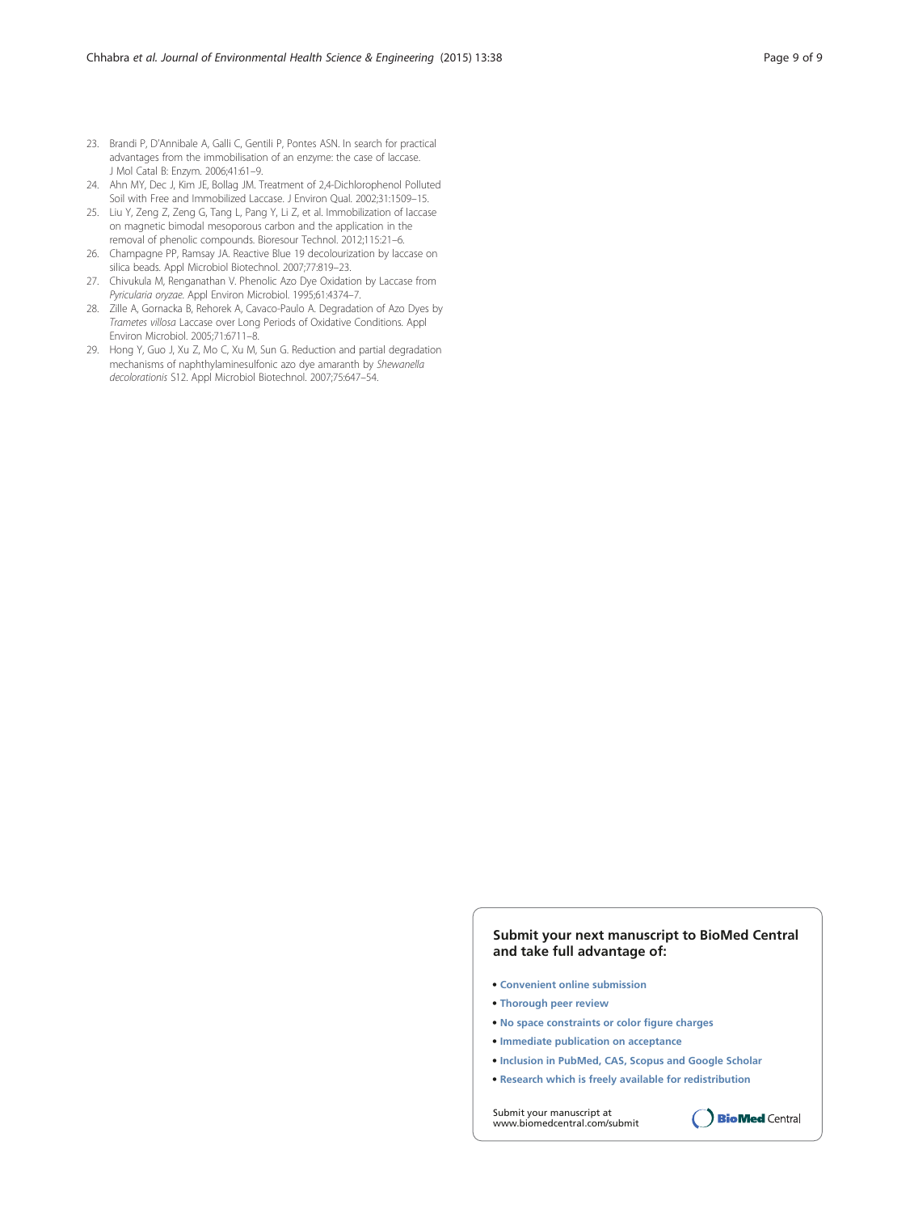23. Brandi P, D'Annibale A, Galli C, Gentili P, Pontes ASN. In search for practical advantages from the immobilisation of an enzyme: the case of laccase. J Mol Catal B: Enzym. 2006;41:61–9.
24. Ahn MY, Dec J, Kim JE, Bollag JM. Treatment of 2,4-Dichlorophenol Polluted Soil with Free and Immobilized Laccase. J Environ Qual. 2002;31:1509–15.
25. Liu Y, Zeng Z, Zeng G, Tang L, Pang Y, Li Z, et al. Immobilization of laccase on magnetic bimodal mesoporous carbon and the application in the removal of phenolic compounds. Bioresour Technol. 2012;115:21–6.
26. Champagne PP, Ramsay JA. Reactive Blue 19 decolourization by laccase on silica beads. Appl Microbiol Biotechnol. 2007;77:819–23.
27. Chivukula M, Renganathan V. Phenolic Azo Dye Oxidation by Laccase from *Pyricularia oryzae*. Appl Environ Microbiol. 1995;61:4374–7.
28. Zille A, Gornacka B, Rehorek A, Cavaco-Paulo A. Degradation of Azo Dyes by *Trametes villosa* Laccase over Long Periods of Oxidative Conditions. Appl Environ Microbiol. 2005;71:6711–8.
29. Hong Y, Guo J, Xu Z, Mo C, Xu M, Sun G. Reduction and partial degradation mechanisms of naphthylaminesulfonic azo dye amaranth by *Shewanella decolorationis* S12. Appl Microbiol Biotechnol. 2007;75:647–54.

**Submit your next manuscript to BioMed Central and take full advantage of:**

- **Convenient online submission**
- **Thorough peer review**
- **No space constraints or color figure charges**
- **Immediate publication on acceptance**
- **Inclusion in PubMed, CAS, Scopus and Google Scholar**
- **Research which is freely available for redistribution**

Submit your manuscript at
www.biomedcentral.com/submit

BioMed Central